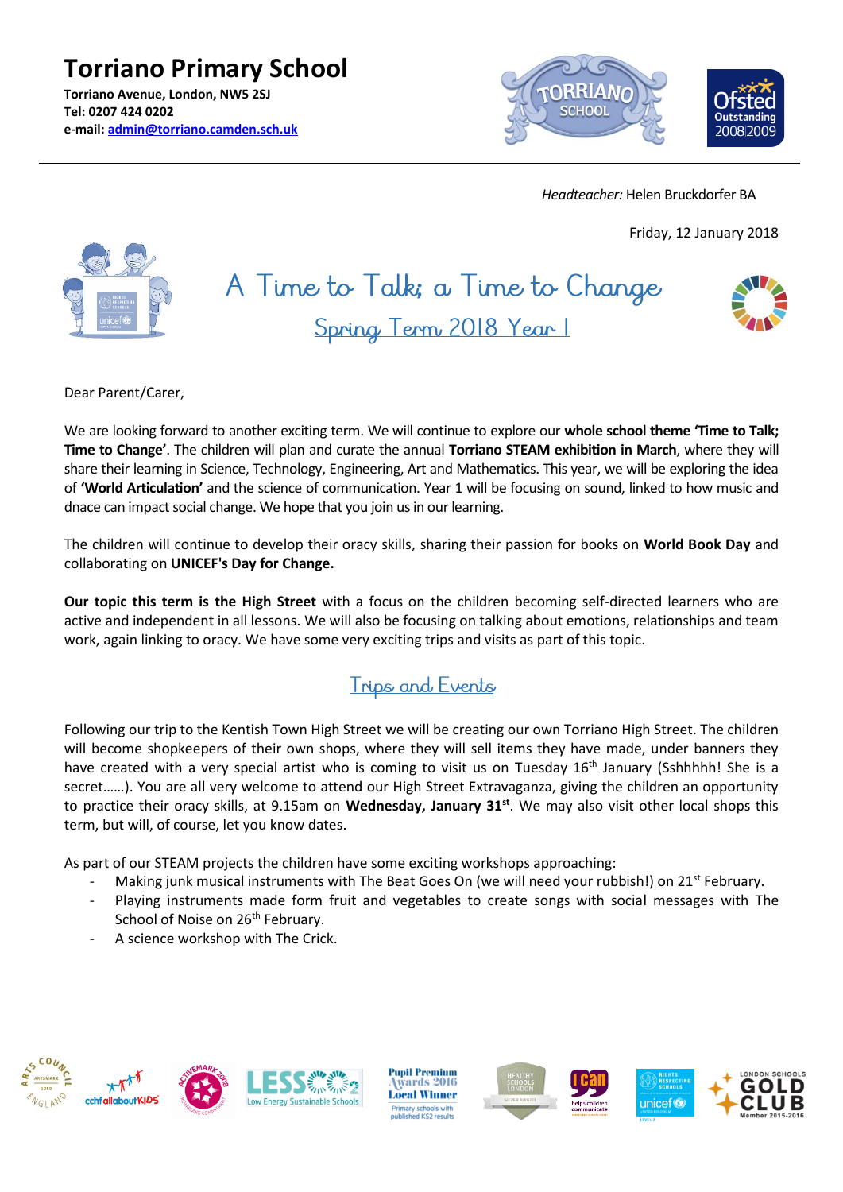# Torriano Primary School

**Torriano Avenue, London, NW5 2SJ**
**Tel: 0207 424 0202**
**e-mail: admin@torriano.camden.sch.uk**

*Headteacher:* Helen Bruckdorfer BA

Friday, 12 January 2018

## A Time to Talk; a Time to Change

### Spring Term 2018 Year 1

Dear Parent/Carer,

We are looking forward to another exciting term. We will continue to explore our **whole school theme 'Time to Talk; Time to Change'**. The children will plan and curate the annual **Torriano STEAM exhibition in March**, where they will share their learning in Science, Technology, Engineering, Art and Mathematics. This year, we will be exploring the idea of **'World Articulation'** and the science of communication. Year 1 will be focusing on sound, linked to how music and dnace can impact social change. We hope that you join us in our learning.

The children will continue to develop their oracy skills, sharing their passion for books on **World Book Day** and collaborating on **UNICEF's Day for Change.**

**Our topic this term is the High Street** with a focus on the children becoming self-directed learners who are active and independent in all lessons. We will also be focusing on talking about emotions, relationships and team work, again linking to oracy. We have some very exciting trips and visits as part of this topic.

### Trips and Events

Following our trip to the Kentish Town High Street we will be creating our own Torriano High Street. The children will become shopkeepers of their own shops, where they will sell items they have made, under banners they have created with a very special artist who is coming to visit us on Tuesday 16th January (Sshhhhh! She is a secret……). You are all very welcome to attend our High Street Extravaganza, giving the children an opportunity to practice their oracy skills, at 9.15am on **Wednesday, January 31st**. We may also visit other local shops this term, but will, of course, let you know dates.

As part of our STEAM projects the children have some exciting workshops approaching:

- Making junk musical instruments with The Beat Goes On (we will need your rubbish!) on 21st February.
- Playing instruments made form fruit and vegetables to create songs with social messages with The School of Noise on 26th February.
- A science workshop with The Crick.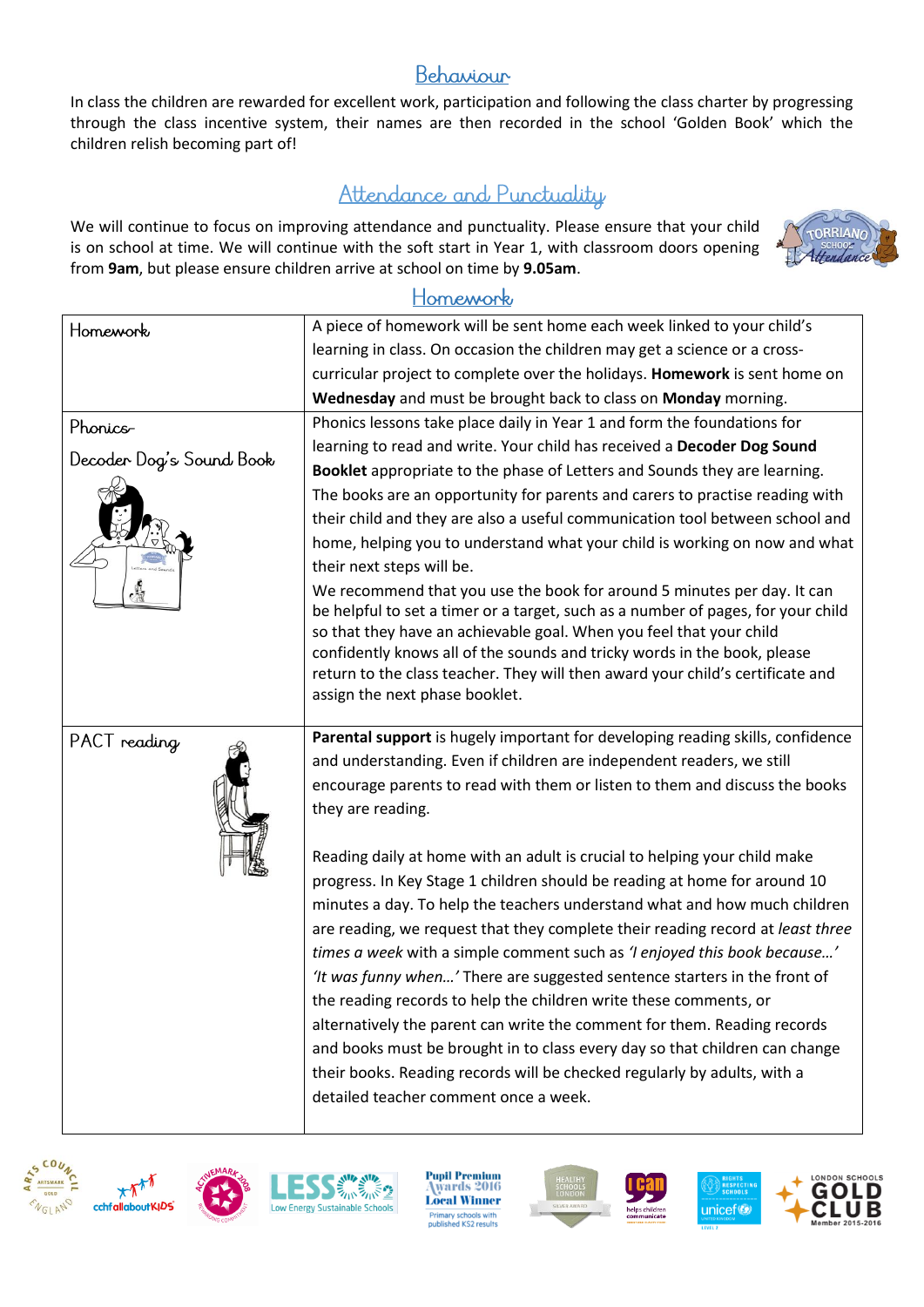## Behaviour

In class the children are rewarded for excellent work, participation and following the class charter by progressing through the class incentive system, their names are then recorded in the school 'Golden Book' which the children relish becoming part of!

## Attendance and Punctuality

We will continue to focus on improving attendance and punctuality. Please ensure that your child is on school at time. We will continue with the soft start in Year 1, with classroom doors opening from **9am**, but please ensure children arrive at school on time by **9.05am**.

## Homework

| Homework | A piece of homework will be sent home each week linked to your child's learning in class. On occasion the children may get a science or a cross-curricular project to complete over the holidays. **Homework** is sent home on **Wednesday** and must be brought back to class on **Monday** morning. |
|---|---|
| Phonics- Decoder Dog's Sound Book | Phonics lessons take place daily in Year 1 and form the foundations for learning to read and write. Your child has received a **Decoder Dog Sound Booklet** appropriate to the phase of Letters and Sounds they are learning. The books are an opportunity for parents and carers to practise reading with their child and they are also a useful communication tool between school and home, helping you to understand what your child is working on now and what their next steps will be. We recommend that you use the book for around 5 minutes per day. It can be helpful to set a timer or a target, such as a number of pages, for your child so that they have an achievable goal. When you feel that your child confidently knows all of the sounds and tricky words in the book, please return to the class teacher. They will then award your child's certificate and assign the next phase booklet. |
| PACT reading | **Parental support** is hugely important for developing reading skills, confidence and understanding. Even if children are independent readers, we still encourage parents to read with them or listen to them and discuss the books they are reading. Reading daily at home with an adult is crucial to helping your child make progress. In Key Stage 1 children should be reading at home for around 10 minutes a day. To help the teachers understand what and how much children are reading, we request that they complete their reading record at *least three times a week* with a simple comment such as *'I enjoyed this book because…' 'It was funny when…'* There are suggested sentence starters in the front of the reading records to help the children write these comments, or alternatively the parent can write the comment for them. Reading records and books must be brought in to class every day so that children can change their books. Reading records will be checked regularly by adults, with a detailed teacher comment once a week. |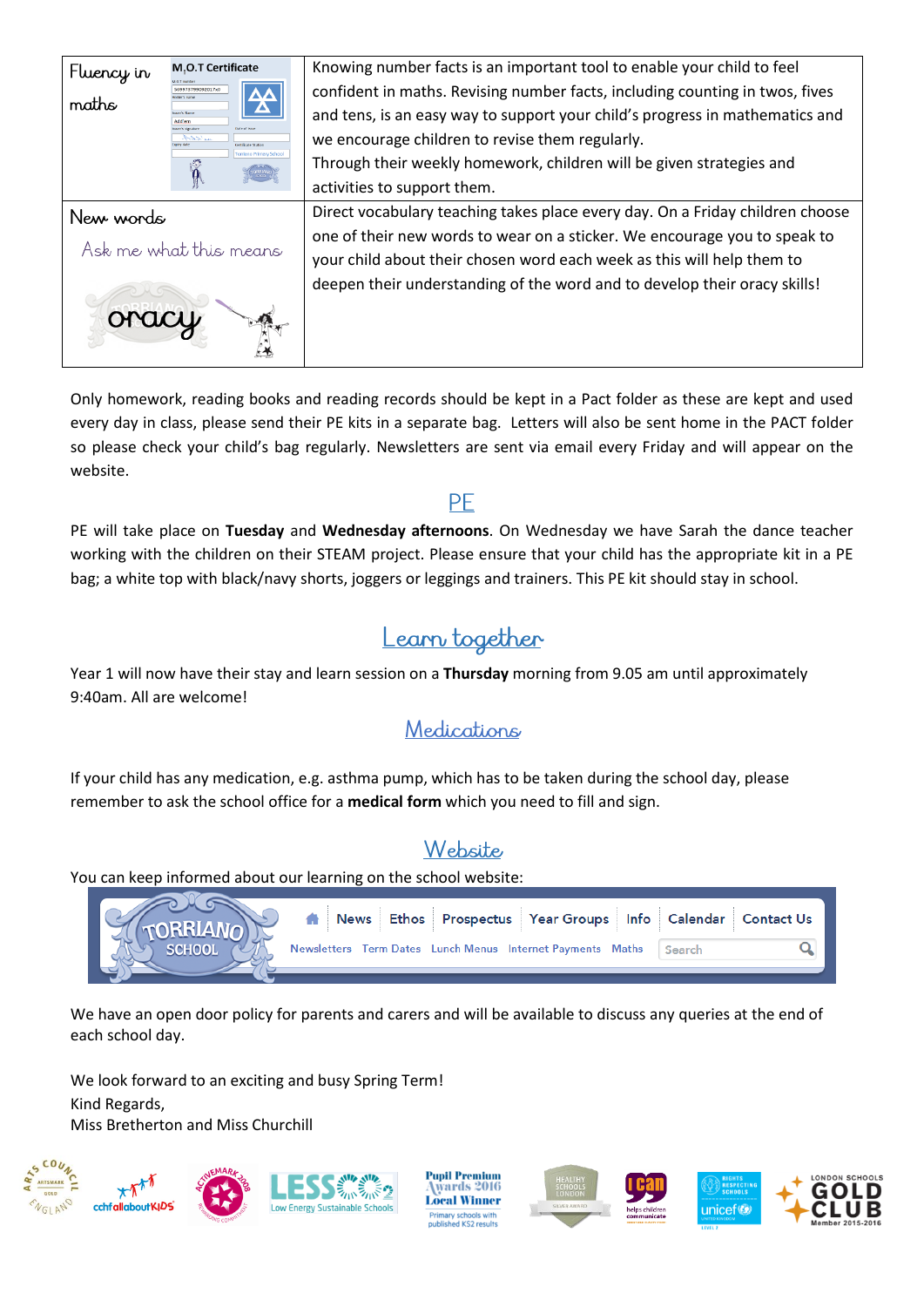| | |
|---|---|
| Fluency in maths | Knowing number facts is an important tool to enable your child to feel confident in maths. Revising number facts, including counting in twos, fives and tens, is an easy way to support your child's progress in mathematics and we encourage children to revise them regularly. Through their weekly homework, children will be given strategies and activities to support them. |
| New words<br>Ask me what this means | Direct vocabulary teaching takes place every day. On a Friday children choose one of their new words to wear on a sticker. We encourage you to speak to your child about their chosen word each week as this will help them to deepen their understanding of the word and to develop their oracy skills! |

Only homework, reading books and reading records should be kept in a Pact folder as these are kept and used every day in class, please send their PE kits in a separate bag. Letters will also be sent home in the PACT folder so please check your child's bag regularly. Newsletters are sent via email every Friday and will appear on the website.

## PE

PE will take place on **Tuesday** and **Wednesday afternoons**. On Wednesday we have Sarah the dance teacher working with the children on their STEAM project. Please ensure that your child has the appropriate kit in a PE bag; a white top with black/navy shorts, joggers or leggings and trainers. This PE kit should stay in school.

## Learn together

Year 1 will now have their stay and learn session on a **Thursday** morning from 9.05 am until approximately 9:40am. All are welcome!

## Medications

If your child has any medication, e.g. asthma pump, which has to be taken during the school day, please remember to ask the school office for a **medical form** which you need to fill and sign.

## Website

You can keep informed about our learning on the school website:

We have an open door policy for parents and carers and will be available to discuss any queries at the end of each school day.

We look forward to an exciting and busy Spring Term!
Kind Regards,
Miss Bretherton and Miss Churchill